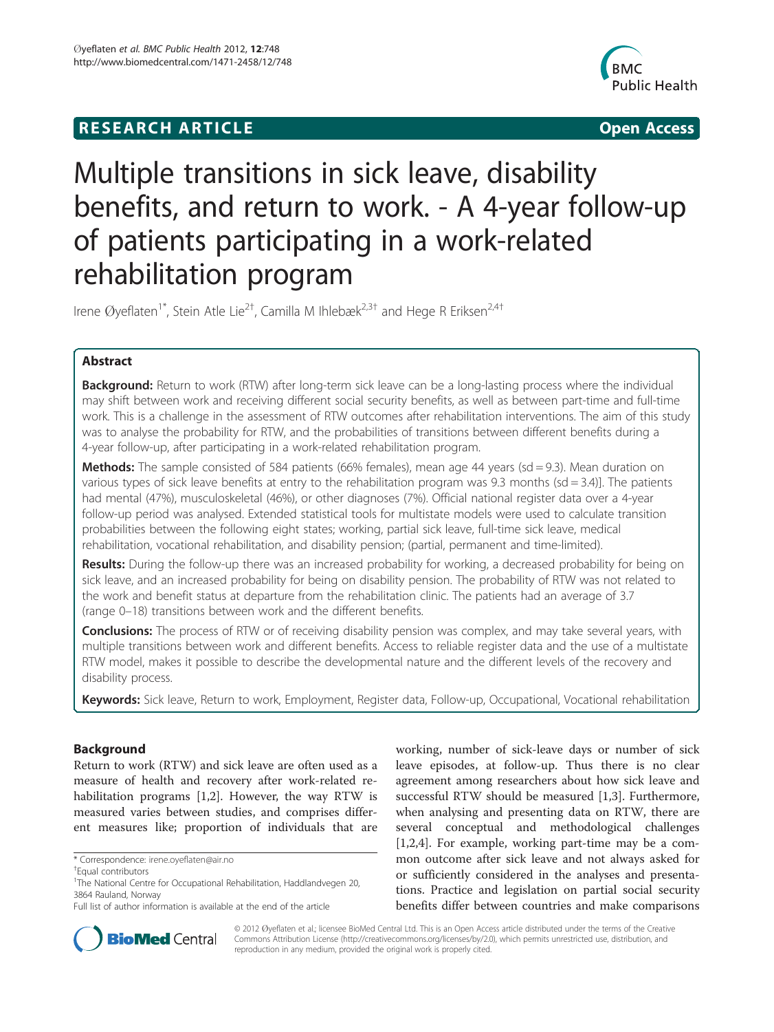RESEARCH ARTICLE Open Access

# Multiple transitions in sick leave, disability benefits, and return to work. - A 4-year follow-up of patients participating in a work-related rehabilitation program

Irene Øyeflaten[1*], Stein Atle Lie[2†], Camilla M Ihlebæk[2,3†] and Hege R Eriksen[2,4†]

## Abstract

**Background:** Return to work (RTW) after long-term sick leave can be a long-lasting process where the individual may shift between work and receiving different social security benefits, as well as between part-time and full-time work. This is a challenge in the assessment of RTW outcomes after rehabilitation interventions. The aim of this study was to analyse the probability for RTW, and the probabilities of transitions between different benefits during a 4-year follow-up, after participating in a work-related rehabilitation program.

**Methods:** The sample consisted of 584 patients (66% females), mean age 44 years (sd = 9.3). Mean duration on various types of sick leave benefits at entry to the rehabilitation program was 9.3 months (sd = 3.4)]. The patients had mental (47%), musculoskeletal (46%), or other diagnoses (7%). Official national register data over a 4-year follow-up period was analysed. Extended statistical tools for multistate models were used to calculate transition probabilities between the following eight states; working, partial sick leave, full-time sick leave, medical rehabilitation, vocational rehabilitation, and disability pension; (partial, permanent and time-limited).

**Results:** During the follow-up there was an increased probability for working, a decreased probability for being on sick leave, and an increased probability for being on disability pension. The probability of RTW was not related to the work and benefit status at departure from the rehabilitation clinic. The patients had an average of 3.7 (range 0–18) transitions between work and the different benefits.

**Conclusions:** The process of RTW or of receiving disability pension was complex, and may take several years, with multiple transitions between work and different benefits. Access to reliable register data and the use of a multistate RTW model, makes it possible to describe the developmental nature and the different levels of the recovery and disability process.

**Keywords:** Sick leave, Return to work, Employment, Register data, Follow-up, Occupational, Vocational rehabilitation

## Background

Return to work (RTW) and sick leave are often used as a measure of health and recovery after work-related rehabilitation programs [1,2]. However, the way RTW is measured varies between studies, and comprises different measures like; proportion of individuals that are working, number of sick-leave days or number of sick leave episodes, at follow-up. Thus there is no clear agreement among researchers about how sick leave and successful RTW should be measured [1,3]. Furthermore, when analysing and presenting data on RTW, there are several conceptual and methodological challenges [1,2,4]. For example, working part-time may be a common outcome after sick leave and not always asked for or sufficiently considered in the analyses and presentations. Practice and legislation on partial social security benefits differ between countries and make comparisons

* Correspondence: irene.oyeflaten@air.no

†Equal contributors

[1]The National Centre for Occupational Rehabilitation, Haddlandvegen 20, 3864 Rauland, Norway

Full list of author information is available at the end of the article

© 2012 Øyeflaten et al.; licensee BioMed Central Ltd. This is an Open Access article distributed under the terms of the Creative Commons Attribution License (http://creativecommons.org/licenses/by/2.0), which permits unrestricted use, distribution, and reproduction in any medium, provided the original work is properly cited.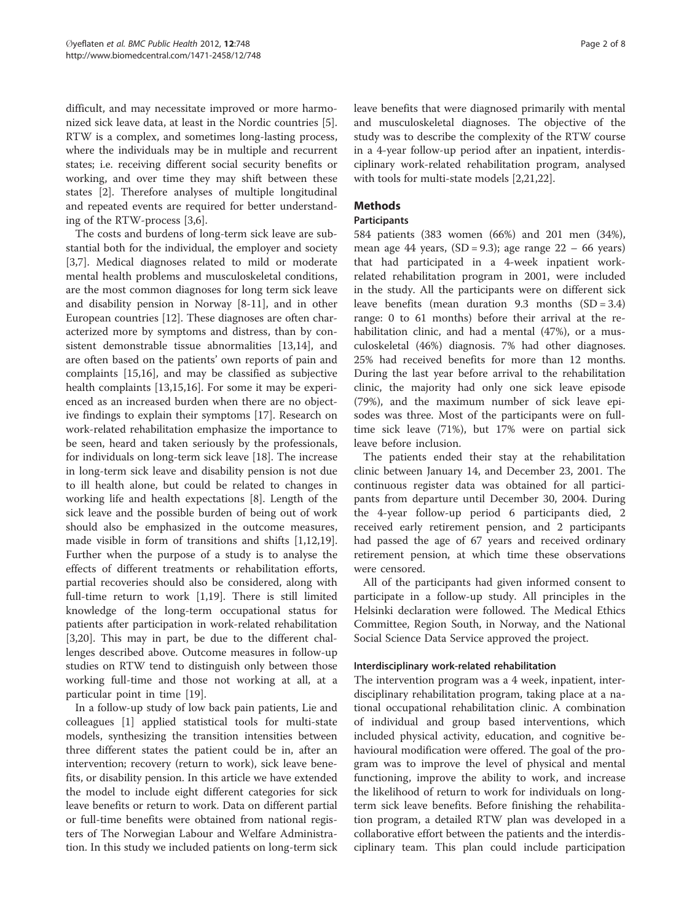difficult, and may necessitate improved or more harmonized sick leave data, at least in the Nordic countries [5]. RTW is a complex, and sometimes long-lasting process, where the individuals may be in multiple and recurrent states; i.e. receiving different social security benefits or working, and over time they may shift between these states [2]. Therefore analyses of multiple longitudinal and repeated events are required for better understanding of the RTW-process [3,6].

The costs and burdens of long-term sick leave are substantial both for the individual, the employer and society [3,7]. Medical diagnoses related to mild or moderate mental health problems and musculoskeletal conditions, are the most common diagnoses for long term sick leave and disability pension in Norway [8-11], and in other European countries [12]. These diagnoses are often characterized more by symptoms and distress, than by consistent demonstrable tissue abnormalities [13,14], and are often based on the patients' own reports of pain and complaints [15,16], and may be classified as subjective health complaints [13,15,16]. For some it may be experienced as an increased burden when there are no objective findings to explain their symptoms [17]. Research on work-related rehabilitation emphasize the importance to be seen, heard and taken seriously by the professionals, for individuals on long-term sick leave [18]. The increase in long-term sick leave and disability pension is not due to ill health alone, but could be related to changes in working life and health expectations [8]. Length of the sick leave and the possible burden of being out of work should also be emphasized in the outcome measures, made visible in form of transitions and shifts [1,12,19]. Further when the purpose of a study is to analyse the effects of different treatments or rehabilitation efforts, partial recoveries should also be considered, along with full-time return to work [1,19]. There is still limited knowledge of the long-term occupational status for patients after participation in work-related rehabilitation [3,20]. This may in part, be due to the different challenges described above. Outcome measures in follow-up studies on RTW tend to distinguish only between those working full-time and those not working at all, at a particular point in time [19].

In a follow-up study of low back pain patients, Lie and colleagues [1] applied statistical tools for multi-state models, synthesizing the transition intensities between three different states the patient could be in, after an intervention; recovery (return to work), sick leave benefits, or disability pension. In this article we have extended the model to include eight different categories for sick leave benefits or return to work. Data on different partial or full-time benefits were obtained from national registers of The Norwegian Labour and Welfare Administration. In this study we included patients on long-term sick leave benefits that were diagnosed primarily with mental and musculoskeletal diagnoses. The objective of the study was to describe the complexity of the RTW course in a 4-year follow-up period after an inpatient, interdisciplinary work-related rehabilitation program, analysed with tools for multi-state models [2,21,22].

## Methods

### Participants

584 patients (383 women (66%) and 201 men (34%), mean age 44 years, (SD = 9.3); age range 22 – 66 years) that had participated in a 4-week inpatient work-related rehabilitation program in 2001, were included in the study. All the participants were on different sick leave benefits (mean duration 9.3 months (SD = 3.4) range: 0 to 61 months) before their arrival at the rehabilitation clinic, and had a mental (47%), or a musculoskeletal (46%) diagnosis. 7% had other diagnoses. 25% had received benefits for more than 12 months. During the last year before arrival to the rehabilitation clinic, the majority had only one sick leave episode (79%), and the maximum number of sick leave episodes was three. Most of the participants were on full-time sick leave (71%), but 17% were on partial sick leave before inclusion.

The patients ended their stay at the rehabilitation clinic between January 14, and December 23, 2001. The continuous register data was obtained for all participants from departure until December 30, 2004. During the 4-year follow-up period 6 participants died, 2 received early retirement pension, and 2 participants had passed the age of 67 years and received ordinary retirement pension, at which time these observations were censored.

All of the participants had given informed consent to participate in a follow-up study. All principles in the Helsinki declaration were followed. The Medical Ethics Committee, Region South, in Norway, and the National Social Science Data Service approved the project.

#### Interdisciplinary work-related rehabilitation

The intervention program was a 4 week, inpatient, interdisciplinary rehabilitation program, taking place at a national occupational rehabilitation clinic. A combination of individual and group based interventions, which included physical activity, education, and cognitive behavioural modification were offered. The goal of the program was to improve the level of physical and mental functioning, improve the ability to work, and increase the likelihood of return to work for individuals on long-term sick leave benefits. Before finishing the rehabilitation program, a detailed RTW plan was developed in a collaborative effort between the patients and the interdisciplinary team. This plan could include participation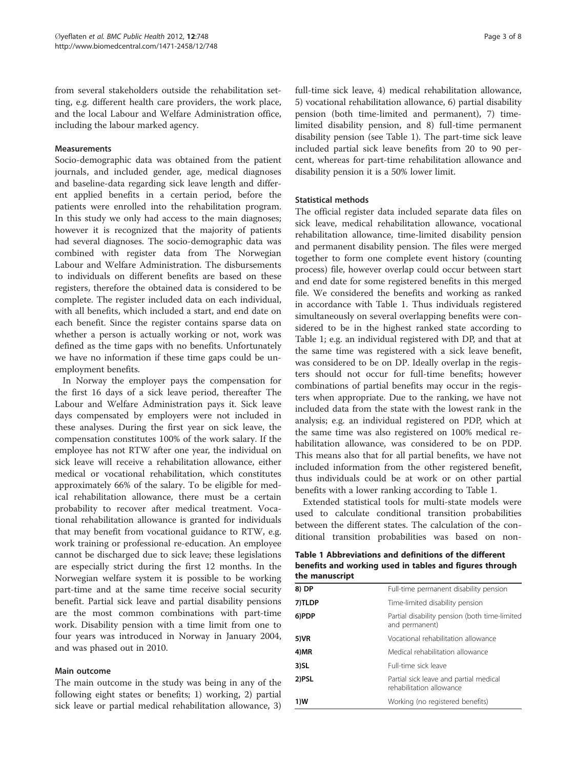from several stakeholders outside the rehabilitation setting, e.g. different health care providers, the work place, and the local Labour and Welfare Administration office, including the labour marked agency.

### Measurements

Socio-demographic data was obtained from the patient journals, and included gender, age, medical diagnoses and baseline-data regarding sick leave length and different applied benefits in a certain period, before the patients were enrolled into the rehabilitation program. In this study we only had access to the main diagnoses; however it is recognized that the majority of patients had several diagnoses. The socio-demographic data was combined with register data from The Norwegian Labour and Welfare Administration. The disbursements to individuals on different benefits are based on these registers, therefore the obtained data is considered to be complete. The register included data on each individual, with all benefits, which included a start, and end date on each benefit. Since the register contains sparse data on whether a person is actually working or not, work was defined as the time gaps with no benefits. Unfortunately we have no information if these time gaps could be unemployment benefits.

In Norway the employer pays the compensation for the first 16 days of a sick leave period, thereafter The Labour and Welfare Administration pays it. Sick leave days compensated by employers were not included in these analyses. During the first year on sick leave, the compensation constitutes 100% of the work salary. If the employee has not RTW after one year, the individual on sick leave will receive a rehabilitation allowance, either medical or vocational rehabilitation, which constitutes approximately 66% of the salary. To be eligible for medical rehabilitation allowance, there must be a certain probability to recover after medical treatment. Vocational rehabilitation allowance is granted for individuals that may benefit from vocational guidance to RTW, e.g. work training or professional re-education. An employee cannot be discharged due to sick leave; these legislations are especially strict during the first 12 months. In the Norwegian welfare system it is possible to be working part-time and at the same time receive social security benefit. Partial sick leave and partial disability pensions are the most common combinations with part-time work. Disability pension with a time limit from one to four years was introduced in Norway in January 2004, and was phased out in 2010.

### Main outcome

The main outcome in the study was being in any of the following eight states or benefits; 1) working, 2) partial sick leave or partial medical rehabilitation allowance, 3) full-time sick leave, 4) medical rehabilitation allowance, 5) vocational rehabilitation allowance, 6) partial disability pension (both time-limited and permanent), 7) time-limited disability pension, and 8) full-time permanent disability pension (see Table 1). The part-time sick leave included partial sick leave benefits from 20 to 90 percent, whereas for part-time rehabilitation allowance and disability pension it is a 50% lower limit.

### Statistical methods

The official register data included separate data files on sick leave, medical rehabilitation allowance, vocational rehabilitation allowance, time-limited disability pension and permanent disability pension. The files were merged together to form one complete event history (counting process) file, however overlap could occur between start and end date for some registered benefits in this merged file. We considered the benefits and working as ranked in accordance with Table 1. Thus individuals registered simultaneously on several overlapping benefits were considered to be in the highest ranked state according to Table 1; e.g. an individual registered with DP, and that at the same time was registered with a sick leave benefit, was considered to be on DP. Ideally overlap in the registers should not occur for full-time benefits; however combinations of partial benefits may occur in the registers when appropriate. Due to the ranking, we have not included data from the state with the lowest rank in the analysis; e.g. an individual registered on PDP, which at the same time was also registered on 100% medical rehabilitation allowance, was considered to be on PDP. This means also that for all partial benefits, we have not included information from the other registered benefit, thus individuals could be at work or on other partial benefits with a lower ranking according to Table 1.

Extended statistical tools for multi-state models were used to calculate conditional transition probabilities between the different states. The calculation of the conditional transition probabilities was based on non-

**Table 1 Abbreviations and definitions of the different benefits and working used in tables and figures through the manuscript**

| | |
|---|---|
| 8) DP | Full-time permanent disability pension |
| 7)TLDP | Time-limited disability pension |
| 6)PDP | Partial disability pension (both time-limited and permanent) |
| 5)VR | Vocational rehabilitation allowance |
| 4)MR | Medical rehabilitation allowance |
| 3)SL | Full-time sick leave |
| 2)PSL | Partial sick leave and partial medical rehabilitation allowance |
| 1)W | Working (no registered benefits) |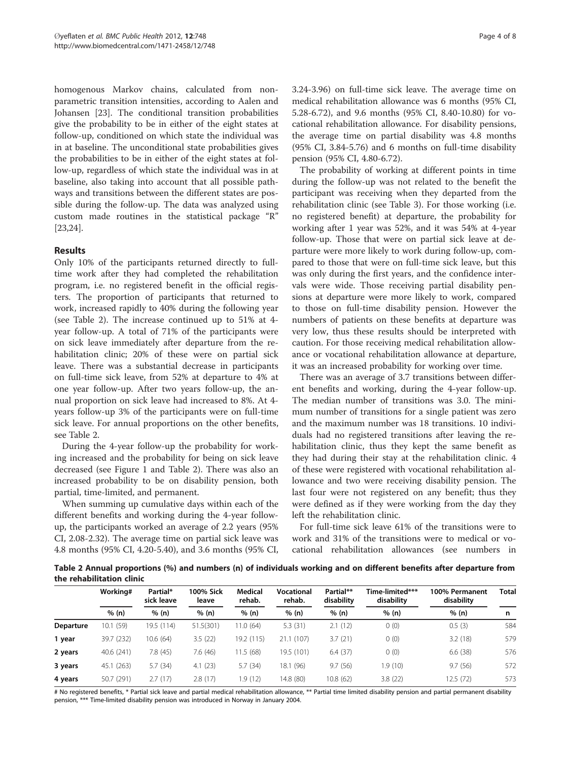homogenous Markov chains, calculated from nonparametric transition intensities, according to Aalen and Johansen [23]. The conditional transition probabilities give the probability to be in either of the eight states at follow-up, conditioned on which state the individual was in at baseline. The unconditional state probabilities gives the probabilities to be in either of the eight states at follow-up, regardless of which state the individual was in at baseline, also taking into account that all possible pathways and transitions between the different states are possible during the follow-up. The data was analyzed using custom made routines in the statistical package "R" [23,24].

## Results

Only 10% of the participants returned directly to full-time work after they had completed the rehabilitation program, i.e. no registered benefit in the official registers. The proportion of participants that returned to work, increased rapidly to 40% during the following year (see Table 2). The increase continued up to 51% at 4-year follow-up. A total of 71% of the participants were on sick leave immediately after departure from the rehabilitation clinic; 20% of these were on partial sick leave. There was a substantial decrease in participants on full-time sick leave, from 52% at departure to 4% at one year follow-up. After two years follow-up, the annual proportion on sick leave had increased to 8%. At 4-years follow-up 3% of the participants were on full-time sick leave. For annual proportions on the other benefits, see Table 2.

During the 4-year follow-up the probability for working increased and the probability for being on sick leave decreased (see Figure 1 and Table 2). There was also an increased probability to be on disability pension, both partial, time-limited, and permanent.

When summing up cumulative days within each of the different benefits and working during the 4-year follow-up, the participants worked an average of 2.2 years (95% CI, 2.08-2.32). The average time on partial sick leave was 4.8 months (95% CI, 4.20-5.40), and 3.6 months (95% CI, 3.24-3.96) on full-time sick leave. The average time on medical rehabilitation allowance was 6 months (95% CI, 5.28-6.72), and 9.6 months (95% CI, 8.40-10.80) for vocational rehabilitation allowance. For disability pensions, the average time on partial disability was 4.8 months (95% CI, 3.84-5.76) and 6 months on full-time disability pension (95% CI, 4.80-6.72).

The probability of working at different points in time during the follow-up was not related to the benefit the participant was receiving when they departed from the rehabilitation clinic (see Table 3). For those working (i.e. no registered benefit) at departure, the probability for working after 1 year was 52%, and it was 54% at 4-year follow-up. Those that were on partial sick leave at departure were more likely to work during follow-up, compared to those that were on full-time sick leave, but this was only during the first years, and the confidence intervals were wide. Those receiving partial disability pensions at departure were more likely to work, compared to those on full-time disability pension. However the numbers of patients on these benefits at departure was very low, thus these results should be interpreted with caution. For those receiving medical rehabilitation allowance or vocational rehabilitation allowance at departure, it was an increased probability for working over time.

There was an average of 3.7 transitions between different benefits and working, during the 4-year follow-up. The median number of transitions was 3.0. The minimum number of transitions for a single patient was zero and the maximum number was 18 transitions. 10 individuals had no registered transitions after leaving the rehabilitation clinic, thus they kept the same benefit as they had during their stay at the rehabilitation clinic. 4 of these were registered with vocational rehabilitation allowance and two were receiving disability pension. The last four were not registered on any benefit; thus they were defined as if they were working from the day they left the rehabilitation clinic.

For full-time sick leave 61% of the transitions were to work and 31% of the transitions were to medical or vocational rehabilitation allowances (see numbers in

**Table 2 Annual proportions (%) and numbers (n) of individuals working and on different benefits after departure from the rehabilitation clinic**

| | Working# | Partial* sick leave | 100% Sick leave | Medical rehab. | Vocational rehab. | Partial** disability | Time-limited*** disability | 100% Permanent disability | Total |
|---|---|---|---|---|---|---|---|---|---|
| | % (n) | % (n) | % (n) | % (n) | % (n) | % (n) | % (n) | % (n) | n |
| **Departure** | 10.1 (59) | 19.5 (114) | 51.5(301) | 11.0 (64) | 5.3 (31) | 2.1 (12) | 0 (0) | 0.5 (3) | 584 |
| **1 year** | 39.7 (232) | 10.6 (64) | 3.5 (22) | 19.2 (115) | 21.1 (107) | 3.7 (21) | 0 (0) | 3.2 (18) | 579 |
| **2 years** | 40.6 (241) | 7.8 (45) | 7.6 (46) | 11.5 (68) | 19.5 (101) | 6.4 (37) | 0 (0) | 6.6 (38) | 576 |
| **3 years** | 45.1 (263) | 5.7 (34) | 4.1 (23) | 5.7 (34) | 18.1 (96) | 9.7 (56) | 1.9 (10) | 9.7 (56) | 572 |
| **4 years** | 50.7 (291) | 2.7 (17) | 2.8 (17) | 1.9 (12) | 14.8 (80) | 10.8 (62) | 3.8 (22) | 12.5 (72) | 573 |

# No registered benefits, * Partial sick leave and partial medical rehabilitation allowance, ** Partial time limited disability pension and partial permanent disability pension, *** Time-limited disability pension was introduced in Norway in January 2004.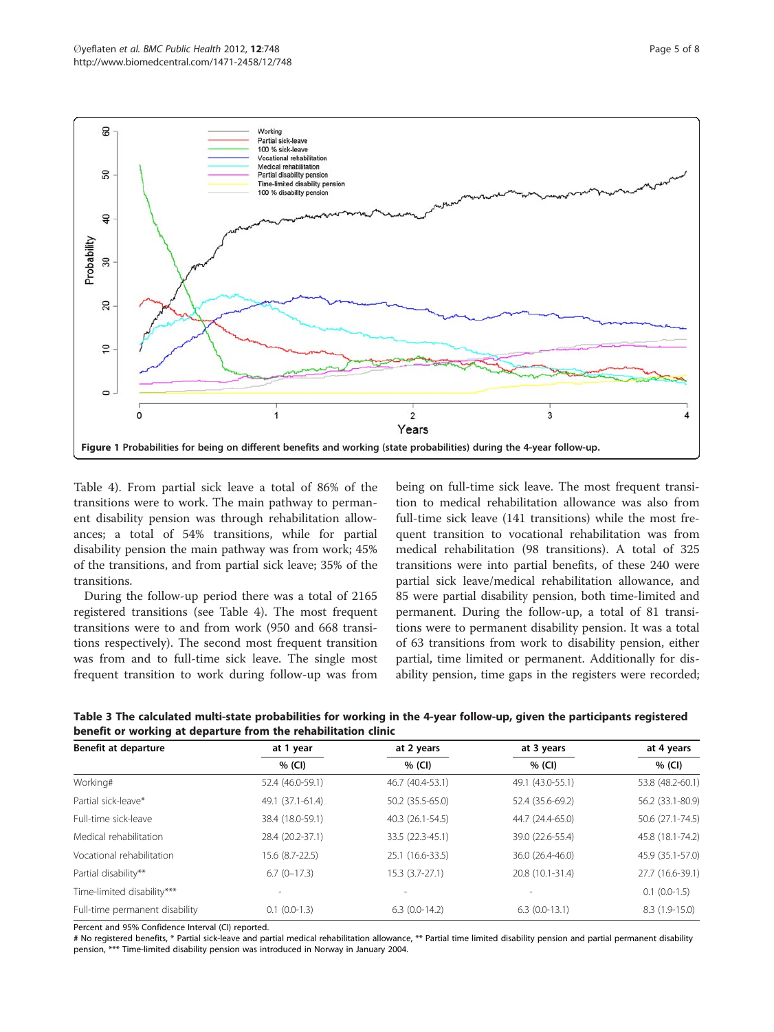Figure 1 Probabilities for being on different benefits and working (state probabilities) during the 4-year follow-up.

Table 4). From partial sick leave a total of 86% of the transitions were to work. The main pathway to permanent disability pension was through rehabilitation allowances; a total of 54% transitions, while for partial disability pension the main pathway was from work; 45% of the transitions, and from partial sick leave; 35% of the transitions.

During the follow-up period there was a total of 2165 registered transitions (see Table 4). The most frequent transitions were to and from work (950 and 668 transitions respectively). The second most frequent transition was from and to full-time sick leave. The single most frequent transition to work during follow-up was from being on full-time sick leave. The most frequent transition to medical rehabilitation allowance was also from full-time sick leave (141 transitions) while the most frequent transition to vocational rehabilitation was from medical rehabilitation (98 transitions). A total of 325 transitions were into partial benefits, of these 240 were partial sick leave/medical rehabilitation allowance, and 85 were partial disability pension, both time-limited and permanent. During the follow-up, a total of 81 transitions were to permanent disability pension. It was a total of 63 transitions from work to disability pension, either partial, time limited or permanent. Additionally for disability pension, time gaps in the registers were recorded;

**Table 3 The calculated multi-state probabilities for working in the 4-year follow-up, given the participants registered benefit or working at departure from the rehabilitation clinic**

| Benefit at departure | at 1 year | at 2 years | at 3 years | at 4 years |
|---|---|---|---|---|
| | % (CI) | % (CI) | % (CI) | % (CI) |
| Working# | 52.4 (46.0-59.1) | 46.7 (40.4-53.1) | 49.1 (43.0-55.1) | 53.8 (48.2-60.1) |
| Partial sick-leave* | 49.1 (37.1-61.4) | 50.2 (35.5-65.0) | 52.4 (35.6-69.2) | 56.2 (33.1-80.9) |
| Full-time sick-leave | 38.4 (18.0-59.1) | 40.3 (26.1-54.5) | 44.7 (24.4-65.0) | 50.6 (27.1-74.5) |
| Medical rehabilitation | 28.4 (20.2-37.1) | 33.5 (22.3-45.1) | 39.0 (22.6-55.4) | 45.8 (18.1-74.2) |
| Vocational rehabilitation | 15.6 (8.7-22.5) | 25.1 (16.6-33.5) | 36.0 (26.4-46.0) | 45.9 (35.1-57.0) |
| Partial disability** | 6.7 (0–17.3) | 15.3 (3.7-27.1) | 20.8 (10.1-31.4) | 27.7 (16.6-39.1) |
| Time-limited disability*** | - | - | - | 0.1 (0.0-1.5) |
| Full-time permanent disability | 0.1 (0.0-1.3) | 6.3 (0.0-14.2) | 6.3 (0.0-13.1) | 8.3 (1.9-15.0) |

Percent and 95% Confidence Interval (CI) reported.

# No registered benefits, * Partial sick-leave and partial medical rehabilitation allowance, ** Partial time limited disability pension and partial permanent disability pension, *** Time-limited disability pension was introduced in Norway in January 2004.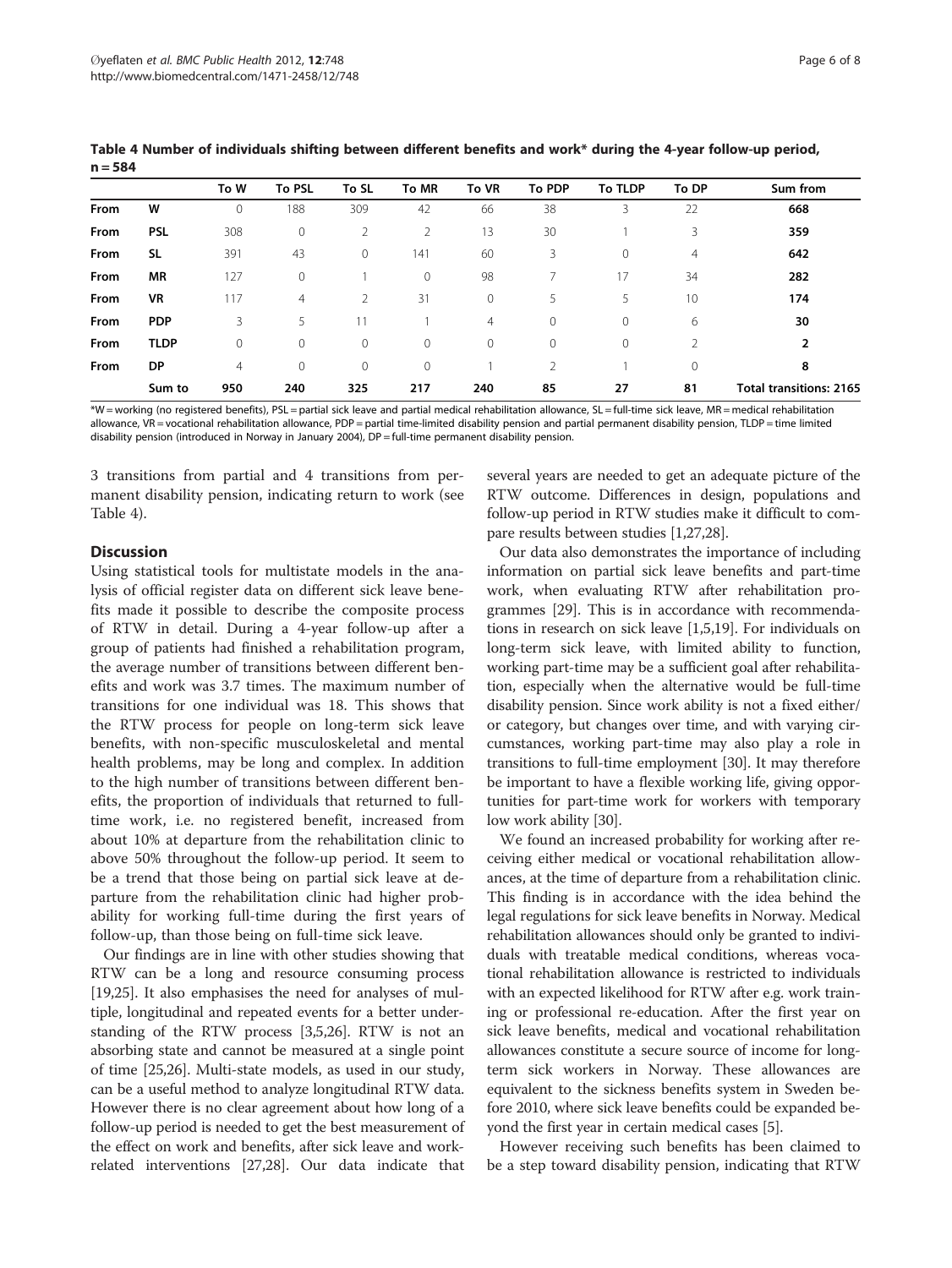**Table 4 Number of individuals shifting between different benefits and work* during the 4-year follow-up period, n = 584**

| | | To W | To PSL | To SL | To MR | To VR | To PDP | To TLDP | To DP | Sum from |
|---|---|---|---|---|---|---|---|---|---|---|
| From | W | 0 | 188 | 309 | 42 | 66 | 38 | 3 | 22 | **668** |
| From | PSL | 308 | 0 | 2 | 2 | 13 | 30 | 1 | 3 | **359** |
| From | SL | 391 | 43 | 0 | 141 | 60 | 3 | 0 | 4 | **642** |
| From | MR | 127 | 0 | 1 | 0 | 98 | 7 | 17 | 34 | **282** |
| From | VR | 117 | 4 | 2 | 31 | 0 | 5 | 5 | 10 | **174** |
| From | PDP | 3 | 5 | 11 | 1 | 4 | 0 | 0 | 6 | **30** |
| From | TLDP | 0 | 0 | 0 | 0 | 0 | 0 | 0 | 2 | **2** |
| From | DP | 4 | 0 | 0 | 0 | 1 | 2 | 1 | 0 | **8** |
| | Sum to | **950** | **240** | **325** | **217** | **240** | **85** | **27** | **81** | **Total transitions: 2165** |

*W = working (no registered benefits), PSL = partial sick leave and partial medical rehabilitation allowance, SL = full-time sick leave, MR = medical rehabilitation allowance, VR = vocational rehabilitation allowance, PDP = partial time-limited disability pension and partial permanent disability pension, TLDP = time limited disability pension (introduced in Norway in January 2004), DP = full-time permanent disability pension.

3 transitions from partial and 4 transitions from permanent disability pension, indicating return to work (see Table 4).

## Discussion

Using statistical tools for multistate models in the analysis of official register data on different sick leave benefits made it possible to describe the composite process of RTW in detail. During a 4-year follow-up after a group of patients had finished a rehabilitation program, the average number of transitions between different benefits and work was 3.7 times. The maximum number of transitions for one individual was 18. This shows that the RTW process for people on long-term sick leave benefits, with non-specific musculoskeletal and mental health problems, may be long and complex. In addition to the high number of transitions between different benefits, the proportion of individuals that returned to full-time work, i.e. no registered benefit, increased from about 10% at departure from the rehabilitation clinic to above 50% throughout the follow-up period. It seem to be a trend that those being on partial sick leave at departure from the rehabilitation clinic had higher probability for working full-time during the first years of follow-up, than those being on full-time sick leave.

Our findings are in line with other studies showing that RTW can be a long and resource consuming process [19,25]. It also emphasises the need for analyses of multiple, longitudinal and repeated events for a better understanding of the RTW process [3,5,26]. RTW is not an absorbing state and cannot be measured at a single point of time [25,26]. Multi-state models, as used in our study, can be a useful method to analyze longitudinal RTW data. However there is no clear agreement about how long of a follow-up period is needed to get the best measurement of the effect on work and benefits, after sick leave and work-related interventions [27,28]. Our data indicate that several years are needed to get an adequate picture of the RTW outcome. Differences in design, populations and follow-up period in RTW studies make it difficult to compare results between studies [1,27,28].

Our data also demonstrates the importance of including information on partial sick leave benefits and part-time work, when evaluating RTW after rehabilitation programmes [29]. This is in accordance with recommendations in research on sick leave [1,5,19]. For individuals on long-term sick leave, with limited ability to function, working part-time may be a sufficient goal after rehabilitation, especially when the alternative would be full-time disability pension. Since work ability is not a fixed either/or category, but changes over time, and with varying circumstances, working part-time may also play a role in transitions to full-time employment [30]. It may therefore be important to have a flexible working life, giving opportunities for part-time work for workers with temporary low work ability [30].

We found an increased probability for working after receiving either medical or vocational rehabilitation allowances, at the time of departure from a rehabilitation clinic. This finding is in accordance with the idea behind the legal regulations for sick leave benefits in Norway. Medical rehabilitation allowances should only be granted to individuals with treatable medical conditions, whereas vocational rehabilitation allowance is restricted to individuals with an expected likelihood for RTW after e.g. work training or professional re-education. After the first year on sick leave benefits, medical and vocational rehabilitation allowances constitute a secure source of income for long-term sick workers in Norway. These allowances are equivalent to the sickness benefits system in Sweden before 2010, where sick leave benefits could be expanded beyond the first year in certain medical cases [5].

However receiving such benefits has been claimed to be a step toward disability pension, indicating that RTW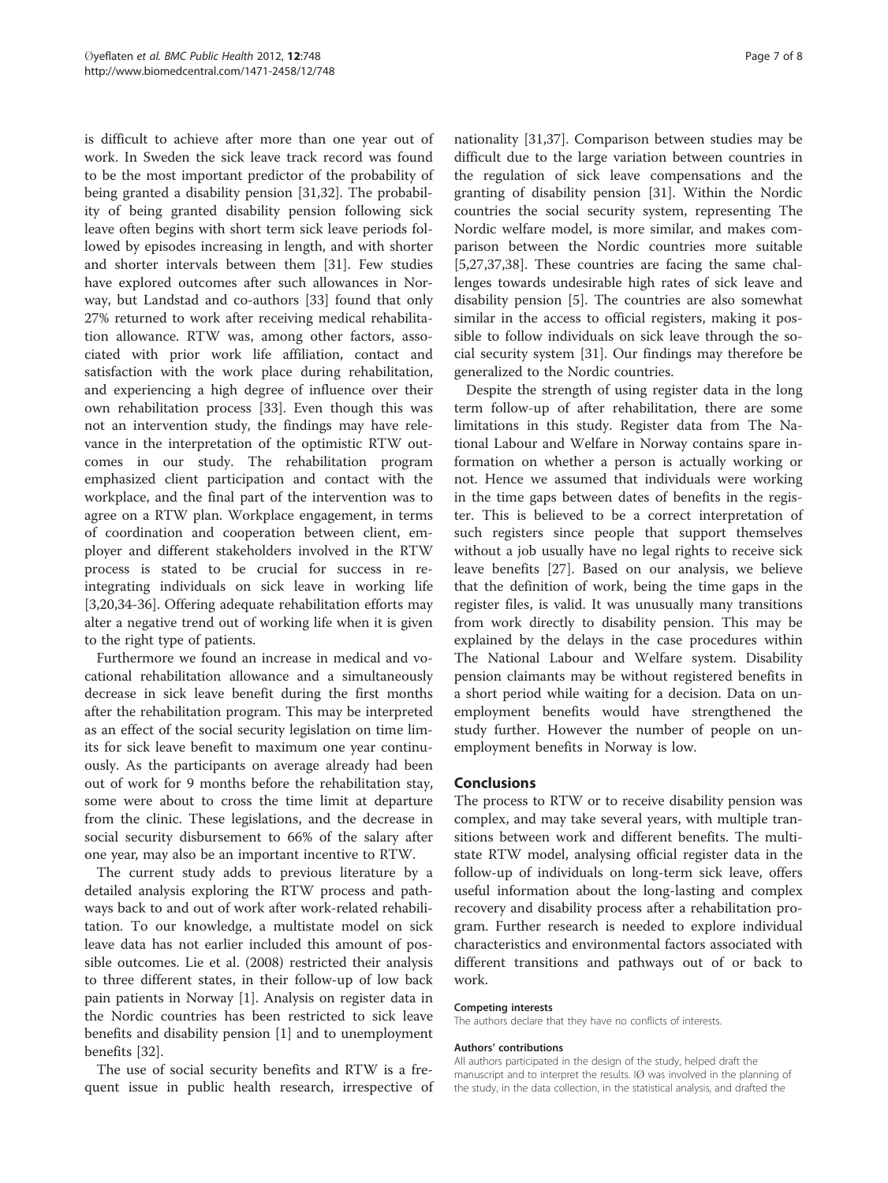is difficult to achieve after more than one year out of work. In Sweden the sick leave track record was found to be the most important predictor of the probability of being granted a disability pension [31,32]. The probability of being granted disability pension following sick leave often begins with short term sick leave periods followed by episodes increasing in length, and with shorter and shorter intervals between them [31]. Few studies have explored outcomes after such allowances in Norway, but Landstad and co-authors [33] found that only 27% returned to work after receiving medical rehabilitation allowance. RTW was, among other factors, associated with prior work life affiliation, contact and satisfaction with the work place during rehabilitation, and experiencing a high degree of influence over their own rehabilitation process [33]. Even though this was not an intervention study, the findings may have relevance in the interpretation of the optimistic RTW outcomes in our study. The rehabilitation program emphasized client participation and contact with the workplace, and the final part of the intervention was to agree on a RTW plan. Workplace engagement, in terms of coordination and cooperation between client, employer and different stakeholders involved in the RTW process is stated to be crucial for success in reintegrating individuals on sick leave in working life [3,20,34-36]. Offering adequate rehabilitation efforts may alter a negative trend out of working life when it is given to the right type of patients.

Furthermore we found an increase in medical and vocational rehabilitation allowance and a simultaneously decrease in sick leave benefit during the first months after the rehabilitation program. This may be interpreted as an effect of the social security legislation on time limits for sick leave benefit to maximum one year continuously. As the participants on average already had been out of work for 9 months before the rehabilitation stay, some were about to cross the time limit at departure from the clinic. These legislations, and the decrease in social security disbursement to 66% of the salary after one year, may also be an important incentive to RTW.

The current study adds to previous literature by a detailed analysis exploring the RTW process and pathways back to and out of work after work-related rehabilitation. To our knowledge, a multistate model on sick leave data has not earlier included this amount of possible outcomes. Lie et al. (2008) restricted their analysis to three different states, in their follow-up of low back pain patients in Norway [1]. Analysis on register data in the Nordic countries has been restricted to sick leave benefits and disability pension [1] and to unemployment benefits [32].

The use of social security benefits and RTW is a frequent issue in public health research, irrespective of nationality [31,37]. Comparison between studies may be difficult due to the large variation between countries in the regulation of sick leave compensations and the granting of disability pension [31]. Within the Nordic countries the social security system, representing The Nordic welfare model, is more similar, and makes comparison between the Nordic countries more suitable [5,27,37,38]. These countries are facing the same challenges towards undesirable high rates of sick leave and disability pension [5]. The countries are also somewhat similar in the access to official registers, making it possible to follow individuals on sick leave through the social security system [31]. Our findings may therefore be generalized to the Nordic countries.

Despite the strength of using register data in the long term follow-up of after rehabilitation, there are some limitations in this study. Register data from The National Labour and Welfare in Norway contains spare information on whether a person is actually working or not. Hence we assumed that individuals were working in the time gaps between dates of benefits in the register. This is believed to be a correct interpretation of such registers since people that support themselves without a job usually have no legal rights to receive sick leave benefits [27]. Based on our analysis, we believe that the definition of work, being the time gaps in the register files, is valid. It was unusually many transitions from work directly to disability pension. This may be explained by the delays in the case procedures within The National Labour and Welfare system. Disability pension claimants may be without registered benefits in a short period while waiting for a decision. Data on unemployment benefits would have strengthened the study further. However the number of people on unemployment benefits in Norway is low.

## Conclusions

The process to RTW or to receive disability pension was complex, and may take several years, with multiple transitions between work and different benefits. The multistate RTW model, analysing official register data in the follow-up of individuals on long-term sick leave, offers useful information about the long-lasting and complex recovery and disability process after a rehabilitation program. Further research is needed to explore individual characteristics and environmental factors associated with different transitions and pathways out of or back to work.

#### Competing interests

The authors declare that they have no conflicts of interests.

#### Authors' contributions

All authors participated in the design of the study, helped draft the manuscript and to interpret the results. IØ was involved in the planning of the study, in the data collection, in the statistical analysis, and drafted the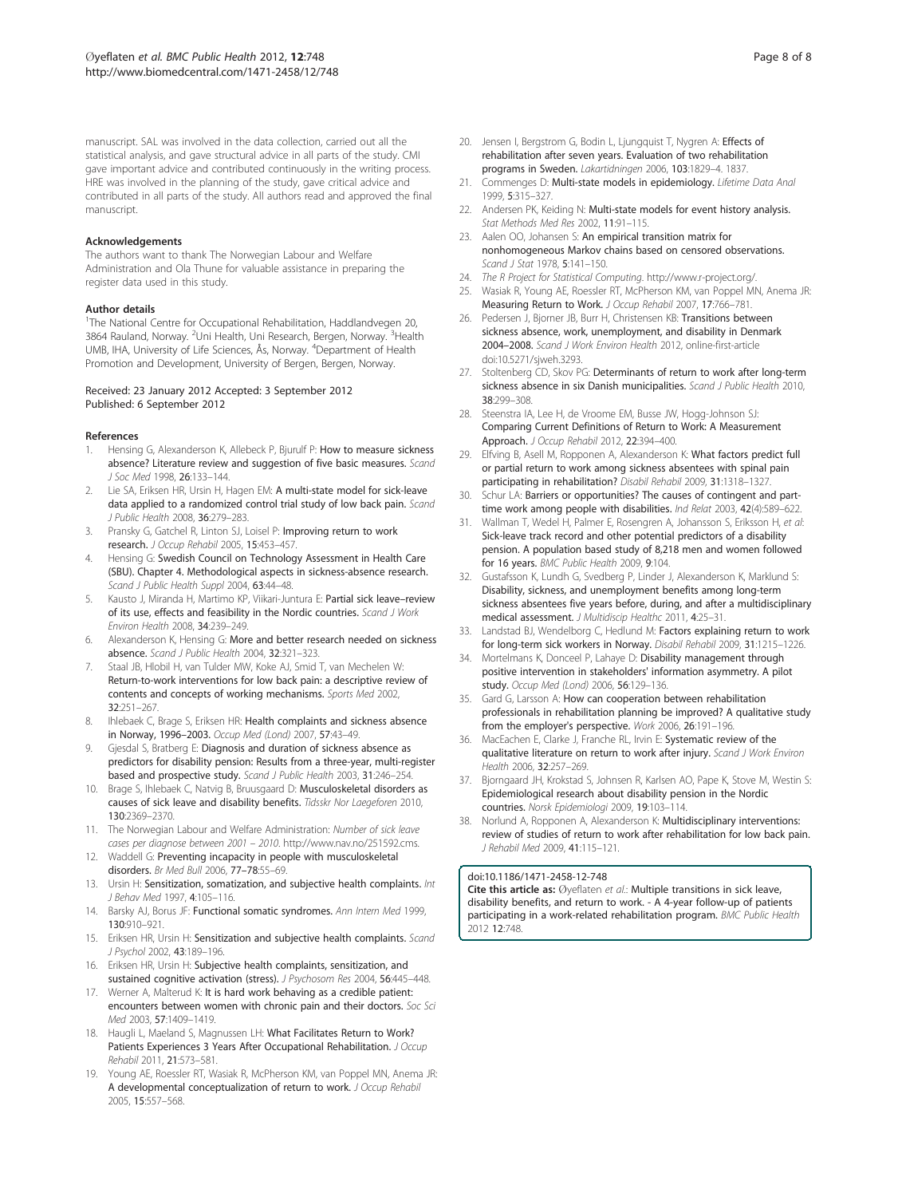manuscript. SAL was involved in the data collection, carried out all the statistical analysis, and gave structural advice in all parts of the study. CMI gave important advice and contributed continuously in the writing process. HRE was involved in the planning of the study, gave critical advice and contributed in all parts of the study. All authors read and approved the final manuscript.

#### Acknowledgements

The authors want to thank The Norwegian Labour and Welfare Administration and Ola Thune for valuable assistance in preparing the register data used in this study.

#### Author details

[1]The National Centre for Occupational Rehabilitation, Haddlandvegen 20, 3864 Rauland, Norway. [2]Uni Health, Uni Research, Bergen, Norway. [3]Health UMB, IHA, University of Life Sciences, Ås, Norway. [4]Department of Health Promotion and Development, University of Bergen, Bergen, Norway.

Received: 23 January 2012 Accepted: 3 September 2012
Published: 6 September 2012

#### References

1. Hensing G, Alexanderson K, Allebeck P, Bjurulf P: **How to measure sickness absence? Literature review and suggestion of five basic measures.** *Scand J Soc Med* 1998, **26**:133–144.
2. Lie SA, Eriksen HR, Ursin H, Hagen EM: **A multi-state model for sick-leave data applied to a randomized control trial study of low back pain.** *Scand J Public Health* 2008, **36**:279–283.
3. Pransky G, Gatchel R, Linton SJ, Loisel P: **Improving return to work research.** *J Occup Rehabil* 2005, **15**:453–457.
4. Hensing G: **Swedish Council on Technology Assessment in Health Care (SBU). Chapter 4. Methodological aspects in sickness-absence research.** *Scand J Public Health Suppl* 2004, **63**:44–48.
5. Kausto J, Miranda H, Martimo KP, Viikari-Juntura E: **Partial sick leave–review of its use, effects and feasibility in the Nordic countries.** *Scand J Work Environ Health* 2008, **34**:239–249.
6. Alexanderson K, Hensing G: **More and better research needed on sickness absence.** *Scand J Public Health* 2004, **32**:321–323.
7. Staal JB, Hlobil H, van Tulder MW, Koke AJ, Smid T, van Mechelen W: **Return-to-work interventions for low back pain: a descriptive review of contents and concepts of working mechanisms.** *Sports Med* 2002, **32**:251–267.
8. Ihlebaek C, Brage S, Eriksen HR: **Health complaints and sickness absence in Norway, 1996–2003.** *Occup Med (Lond)* 2007, **57**:43–49.
9. Gjesdal S, Bratberg E: **Diagnosis and duration of sickness absence as predictors for disability pension: Results from a three-year, multi-register based and prospective study.** *Scand J Public Health* 2003, **31**:246–254.
10. Brage S, Ihlebaek C, Natvig B, Bruusgaard D: **Musculoskeletal disorders as causes of sick leave and disability benefits.** *Tidsskr Nor Laegeforen* 2010, **130**:2369–2370.
11. The Norwegian Labour and Welfare Administration: *Number of sick leave cases per diagnose between 2001 – 2010*. http://www.nav.no/251592.cms.
12. Waddell G: **Preventing incapacity in people with musculoskeletal disorders.** *Br Med Bull* 2006, **77–78**:55–69.
13. Ursin H: **Sensitization, somatization, and subjective health complaints.** *Int J Behav Med* 1997, **4**:105–116.
14. Barsky AJ, Borus JF: **Functional somatic syndromes.** *Ann Intern Med* 1999, **130**:910–921.
15. Eriksen HR, Ursin H: **Sensitization and subjective health complaints.** *Scand J Psychol* 2002, **43**:189–196.
16. Eriksen HR, Ursin H: **Subjective health complaints, sensitization, and sustained cognitive activation (stress).** *J Psychosom Res* 2004, **56**:445–448.
17. Werner A, Malterud K: **It is hard work behaving as a credible patient: encounters between women with chronic pain and their doctors.** *Soc Sci Med* 2003, **57**:1409–1419.
18. Haugli L, Maeland S, Magnussen LH: **What Facilitates Return to Work? Patients Experiences 3 Years After Occupational Rehabilitation.** *J Occup Rehabil* 2011, **21**:573–581.
19. Young AE, Roessler RT, Wasiak R, McPherson KM, van Poppel MN, Anema JR: **A developmental conceptualization of return to work.** *J Occup Rehabil* 2005, **15**:557–568.
20. Jensen I, Bergstrom G, Bodin L, Ljungquist T, Nygren A: **Effects of rehabilitation after seven years. Evaluation of two rehabilitation programs in Sweden.** *Lakartidningen* 2006, **103**:1829–4. 1837.
21. Commenges D: **Multi-state models in epidemiology.** *Lifetime Data Anal* 1999, **5**:315–327.
22. Andersen PK, Keiding N: **Multi-state models for event history analysis.** *Stat Methods Med Res* 2002, **11**:91–115.
23. Aalen OO, Johansen S: **An empirical transition matrix for nonhomogeneous Markov chains based on censored observations.** *Scand J Stat* 1978, **5**:141–150.
24. *The R Project for Statistical Computing*. http://www.r-project.org/.
25. Wasiak R, Young AE, Roessler RT, McPherson KM, van Poppel MN, Anema JR: **Measuring Return to Work.** *J Occup Rehabil* 2007, **17**:766–781.
26. Pedersen J, Bjorner JB, Burr H, Christensen KB: **Transitions between sickness absence, work, unemployment, and disability in Denmark 2004–2008.** *Scand J Work Environ Health* 2012, online-first-article doi:10.5271/sjweh.3293.
27. Stoltenberg CD, Skov PG: **Determinants of return to work after long-term sickness absence in six Danish municipalities.** *Scand J Public Health* 2010, **38**:299–308.
28. Steenstra IA, Lee H, de Vroome EM, Busse JW, Hogg-Johnson SJ: **Comparing Current Definitions of Return to Work: A Measurement Approach.** *J Occup Rehabil* 2012, **22**:394–400.
29. Elfving B, Asell M, Ropponen A, Alexanderson K: **What factors predict full or partial return to work among sickness absentees with spinal pain participating in rehabilitation?** *Disabil Rehabil* 2009, **31**:1318–1327.
30. Schur LA: **Barriers or opportunities? The causes of contingent and part-time work among people with disabilities.** *Ind Relat* 2003, **42**(4):589–622.
31. Wallman T, Wedel H, Palmer E, Rosengren A, Johansson S, Eriksson H, *et al*: **Sick-leave track record and other potential predictors of a disability pension. A population based study of 8,218 men and women followed for 16 years.** *BMC Public Health* 2009, **9**:104.
32. Gustafsson K, Lundh G, Svedberg P, Linder J, Alexanderson K, Marklund S: **Disability, sickness, and unemployment benefits among long-term sickness absentees five years before, during, and after a multidisciplinary medical assessment.** *J Multidiscip Healthc* 2011, **4**:25–31.
33. Landstad BJ, Wendelborg C, Hedlund M: **Factors explaining return to work for long-term sick workers in Norway.** *Disabil Rehabil* 2009, **31**:1215–1226.
34. Mortelmans K, Donceel P, Lahaye D: **Disability management through positive intervention in stakeholders' information asymmetry. A pilot study.** *Occup Med (Lond)* 2006, **56**:129–136.
35. Gard G, Larsson A: **How can cooperation between rehabilitation professionals in rehabilitation planning be improved? A qualitative study from the employer's perspective.** *Work* 2006, **26**:191–196.
36. MacEachen E, Clarke J, Franche RL, Irvin E: **Systematic review of the qualitative literature on return to work after injury.** *Scand J Work Environ Health* 2006, **32**:257–269.
37. Bjorngaard JH, Krokstad S, Johnsen R, Karlsen AO, Pape K, Stove M, Westin S: **Epidemiological research about disability pension in the Nordic countries.** *Norsk Epidemiologi* 2009, **19**:103–114.
38. Norlund A, Ropponen A, Alexanderson K: **Multidisciplinary interventions: review of studies of return to work after rehabilitation for low back pain.** *J Rehabil Med* 2009, **41**:115–121.

doi:10.1186/1471-2458-12-748
**Cite this article as:** Øyeflaten *et al.*: Multiple transitions in sick leave, disability benefits, and return to work. - A 4-year follow-up of patients participating in a work-related rehabilitation program. *BMC Public Health* 2012 **12**:748.